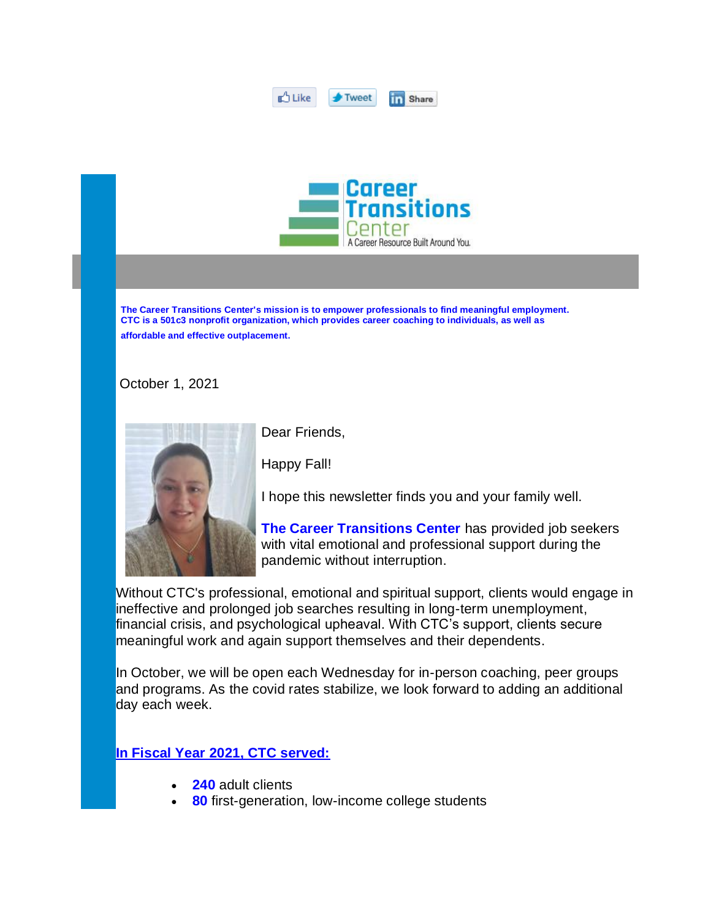Like Tweet Share

Career Transitions Center

A Career Resource Built Around You.

**The Career Transitions Center's mission is to empower professionals to find meaningful employment. CTC is a 501c3 nonprofit organization, which provides career coaching to individuals, as well as affordable and effective outplacement.**

October 1, 2021

Dear Friends,

Happy Fall!

I hope this newsletter finds you and your family well.

**The Career Transitions Center** has provided job seekers with vital emotional and professional support during the pandemic without interruption.

Without CTC's professional, emotional and spiritual support, clients would engage in ineffective and prolonged job searches resulting in long-term unemployment, financial crisis, and psychological upheaval. With CTC's support, clients secure meaningful work and again support themselves and their dependents.

In October, we will be open each Wednesday for in-person coaching, peer groups and programs. As the covid rates stabilize, we look forward to adding an additional day each week.

**In Fiscal Year 2021, CTC served:**

- **240** adult clients
- **80** first-generation, low-income college students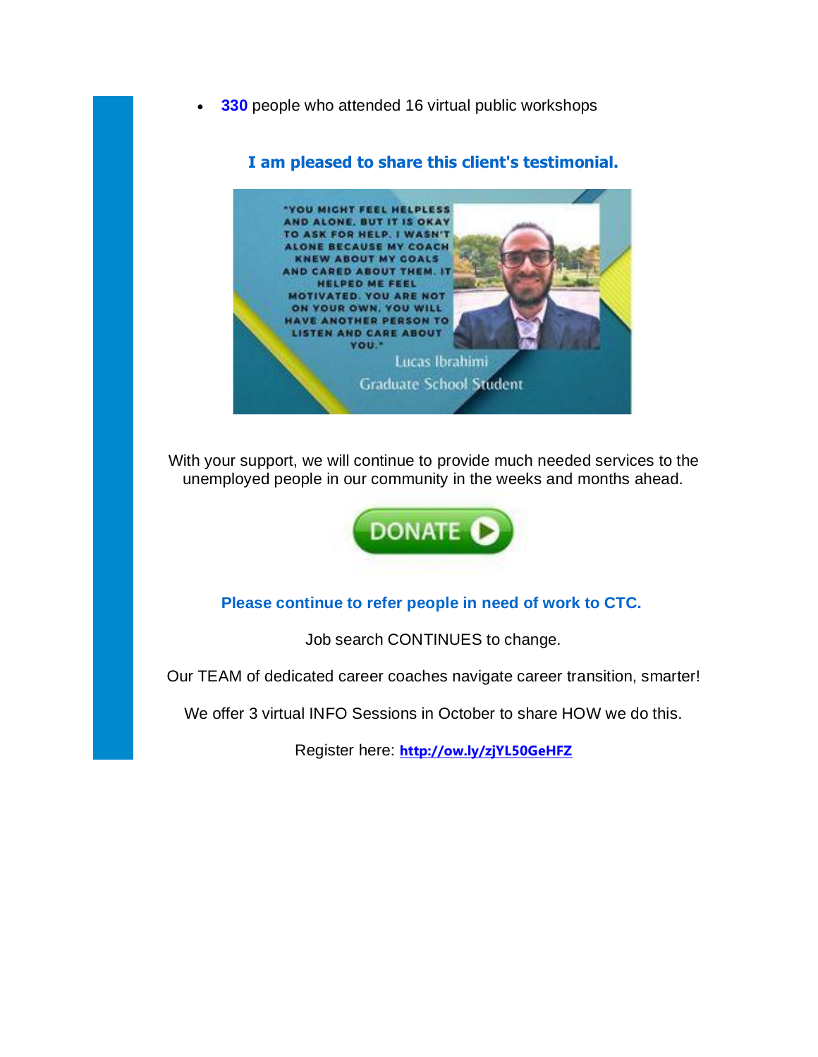- **330** people who attended 16 virtual public workshops

**I am pleased to share this client's testimonial.**

"YOU MIGHT FEEL HELPLESS AND ALONE, BUT IT IS OKAY TO ASK FOR HELP. I WASN'T ALONE BECAUSE MY COACH KNEW ABOUT MY GOALS AND CARED ABOUT THEM. IT HELPED ME FEEL MOTIVATED. YOU ARE NOT ON YOUR OWN, YOU WILL HAVE ANOTHER PERSON TO LISTEN AND CARE ABOUT YOU."

Lucas Ibrahimi
Graduate School Student

With your support, we will continue to provide much needed services to the unemployed people in our community in the weeks and months ahead.

DONATE

**Please continue to refer people in need of work to CTC.**

Job search CONTINUES to change.

Our TEAM of dedicated career coaches navigate career transition, smarter!

We offer 3 virtual INFO Sessions in October to share HOW we do this.

Register here: **http://ow.ly/zjYL50GeHFZ**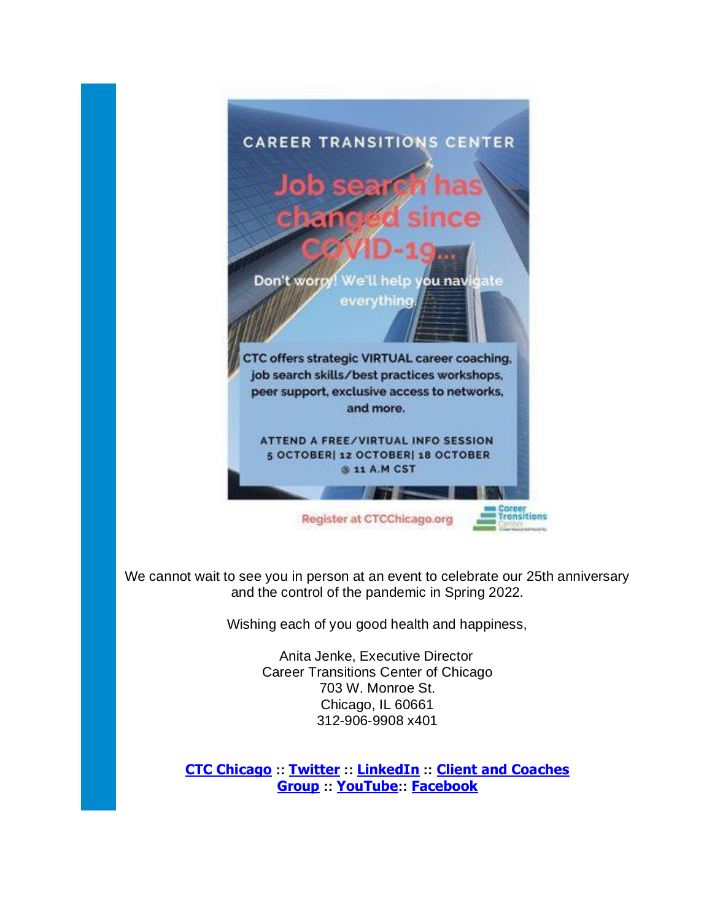CAREER TRANSITIONS CENTER

Job search has changed since COVID-19...

Don't worry! We'll help you navigate everything.

CTC offers strategic VIRTUAL career coaching, job search skills/best practices workshops, peer support, exclusive access to networks, and more.

ATTEND A FREE/VIRTUAL INFO SESSION
5 OCTOBER| 12 OCTOBER| 18 OCTOBER
@ 11 A.M CST

Register at CTCChicago.org

We cannot wait to see you in person at an event to celebrate our 25th anniversary and the control of the pandemic in Spring 2022.

Wishing each of you good health and happiness,

Anita Jenke, Executive Director
Career Transitions Center of Chicago
703 W. Monroe St.
Chicago, IL 60661
312-906-9908 x401

**CTC Chicago :: Twitter :: LinkedIn :: Client and Coaches Group :: YouTube:: Facebook**